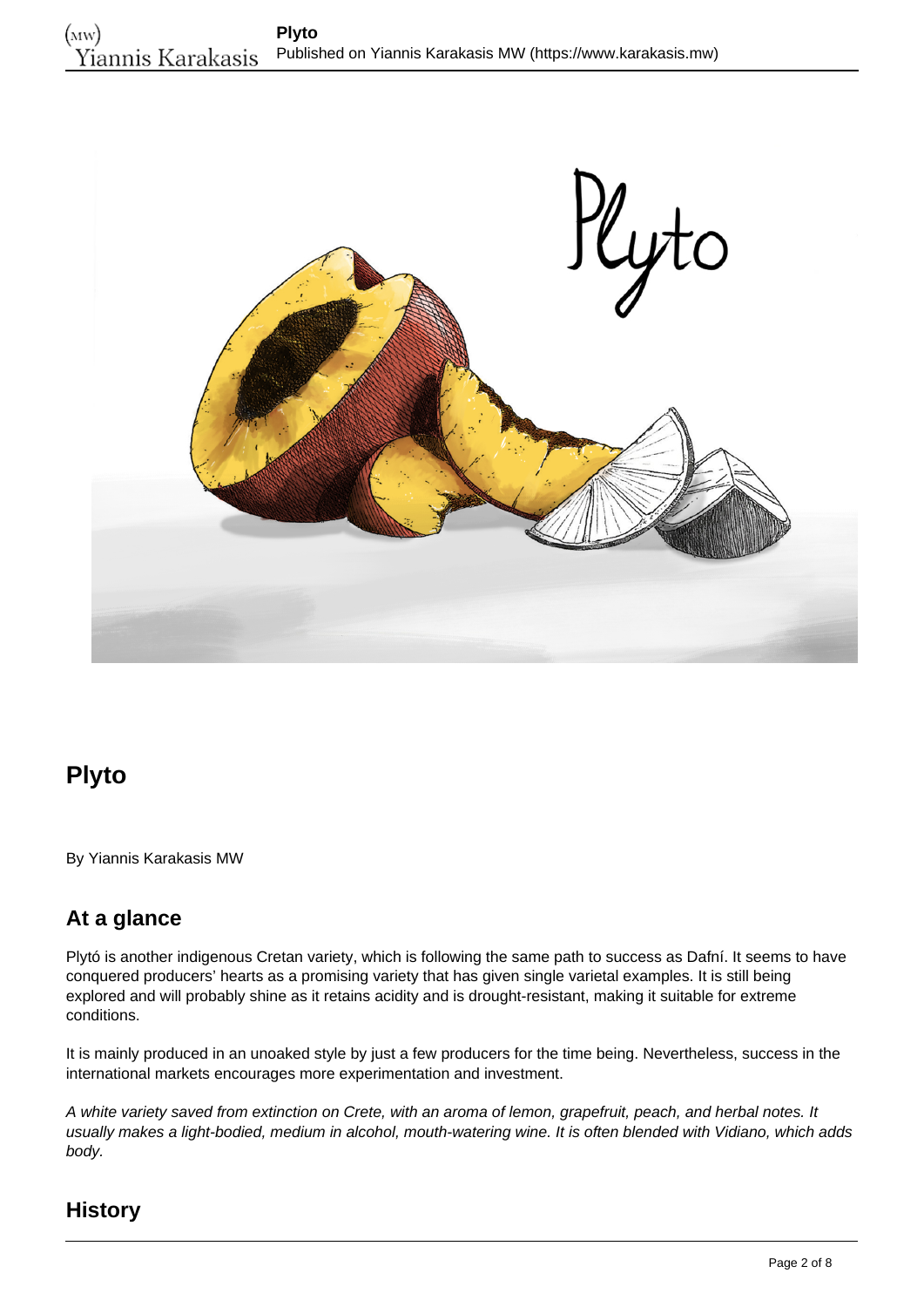## Plyto

By Yiannis Karakasis MW

### At a glance

Plytó is another indigenous Cretan variety, which is following the same path to success as Dafní. It seems to have conquered producers' hearts as a promising variety that has given single varietal examples. It is still being explored and will probably shine as it retains acidity and is drought-resistant, making it suitable for extreme conditions.

It is mainly produced in an unoaked style by just a few producers for the time being. Nevertheless, success in the international markets encourages more experimentation and investment.

*A white variety saved from extinction on Crete, with an aroma of lemon, grapefruit, peach, and herbal notes. It usually makes a light-bodied, medium in alcohol, mouth-watering wine. It is often blended with Vidiano, which adds body.*

### History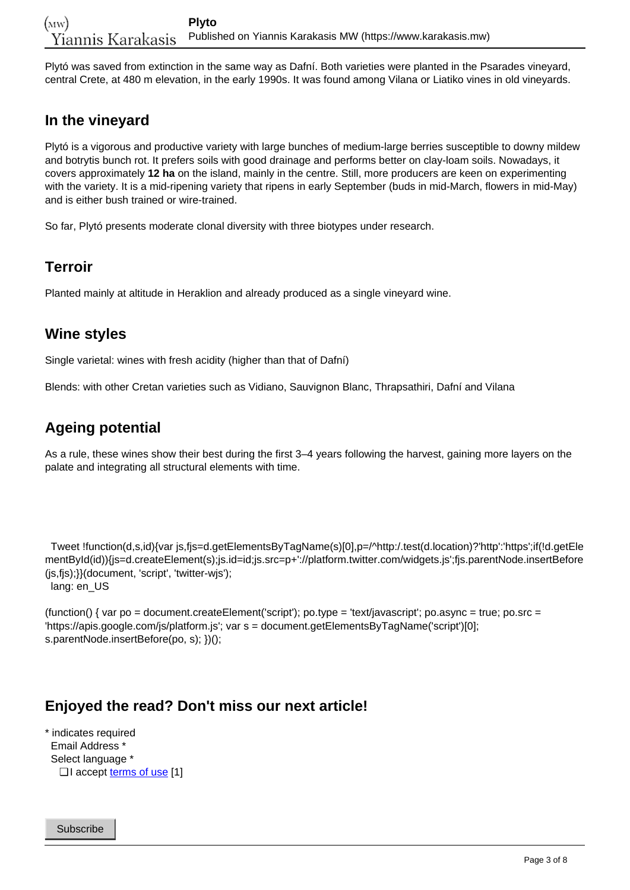Plytó was saved from extinction in the same way as Dafní. Both varieties were planted in the Psarades vineyard, central Crete, at 480 m elevation, in the early 1990s. It was found among Vilana or Liatiko vines in old vineyards.

## In the vineyard

Plytó is a vigorous and productive variety with large bunches of medium-large berries susceptible to downy mildew and botrytis bunch rot. It prefers soils with good drainage and performs better on clay-loam soils. Nowadays, it covers approximately **12 ha** on the island, mainly in the centre. Still, more producers are keen on experimenting with the variety. It is a mid-ripening variety that ripens in early September (buds in mid-March, flowers in mid-May) and is either bush trained or wire-trained.

So far, Plytó presents moderate clonal diversity with three biotypes under research.

## Terroir

Planted mainly at altitude in Heraklion and already produced as a single vineyard wine.

## Wine styles

Single varietal: wines with fresh acidity (higher than that of Dafní)

Blends: with other Cretan varieties such as Vidiano, Sauvignon Blanc, Thrapsathiri, Dafní and Vilana

## Ageing potential

As a rule, these wines show their best during the first 3–4 years following the harvest, gaining more layers on the palate and integrating all structural elements with time.

Tweet !function(d,s,id){var js,fjs=d.getElementsByTagName(s)[0],p=/^http:/.test(d.location)?'http':'https';if(!d.getElementById(id)){js=d.createElement(s);js.id=id;js.src=p+'://platform.twitter.com/widgets.js';fjs.parentNode.insertBefore(js,fjs);}}(document, 'script', 'twitter-wjs');
lang: en_US

(function() { var po = document.createElement('script'); po.type = 'text/javascript'; po.async = true; po.src = 'https://apis.google.com/js/platform.js'; var s = document.getElementsByTagName('script')[0]; s.parentNode.insertBefore(po, s); })();

## Enjoyed the read? Don't miss our next article!

* indicates required
Email Address *
Select language *
❑ I accept terms of use [1]

Subscribe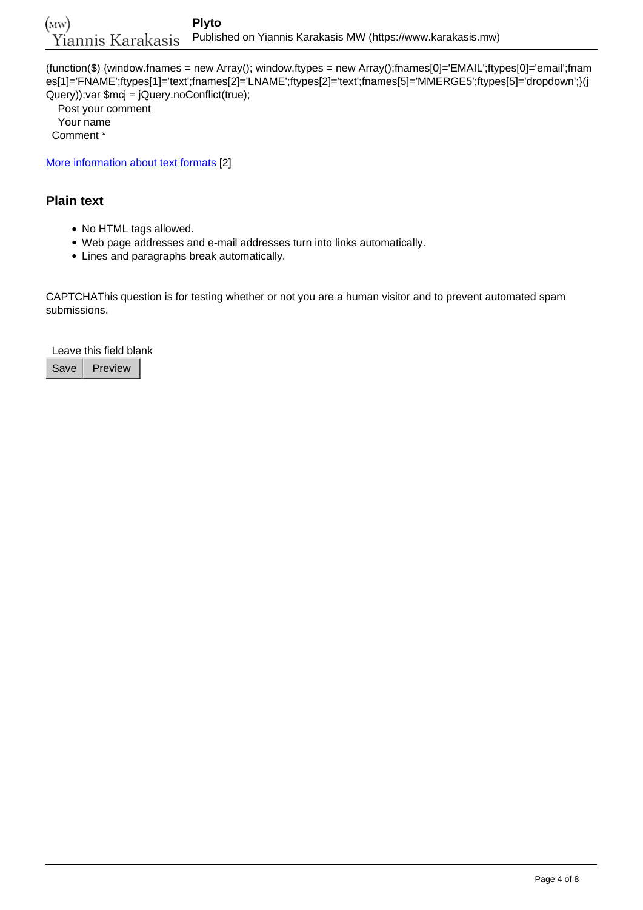(function($) {window.fnames = new Array(); window.ftypes = new Array();fnames[0]='EMAIL';ftypes[0]='email';fnames[1]='FNAME';ftypes[1]='text';fnames[2]='LNAME';ftypes[2]='text';fnames[5]='MMERGE5';ftypes[5]='dropdown';}(jQuery));var $mcj = jQuery.noConflict(true);

Post your comment

Your name

Comment *

More information about text formats [2]

## Plain text

- No HTML tags allowed.
- Web page addresses and e-mail addresses turn into links automatically.
- Lines and paragraphs break automatically.

CAPTCHAThis question is for testing whether or not you are a human visitor and to prevent automated spam submissions.

Leave this field blank

Save Preview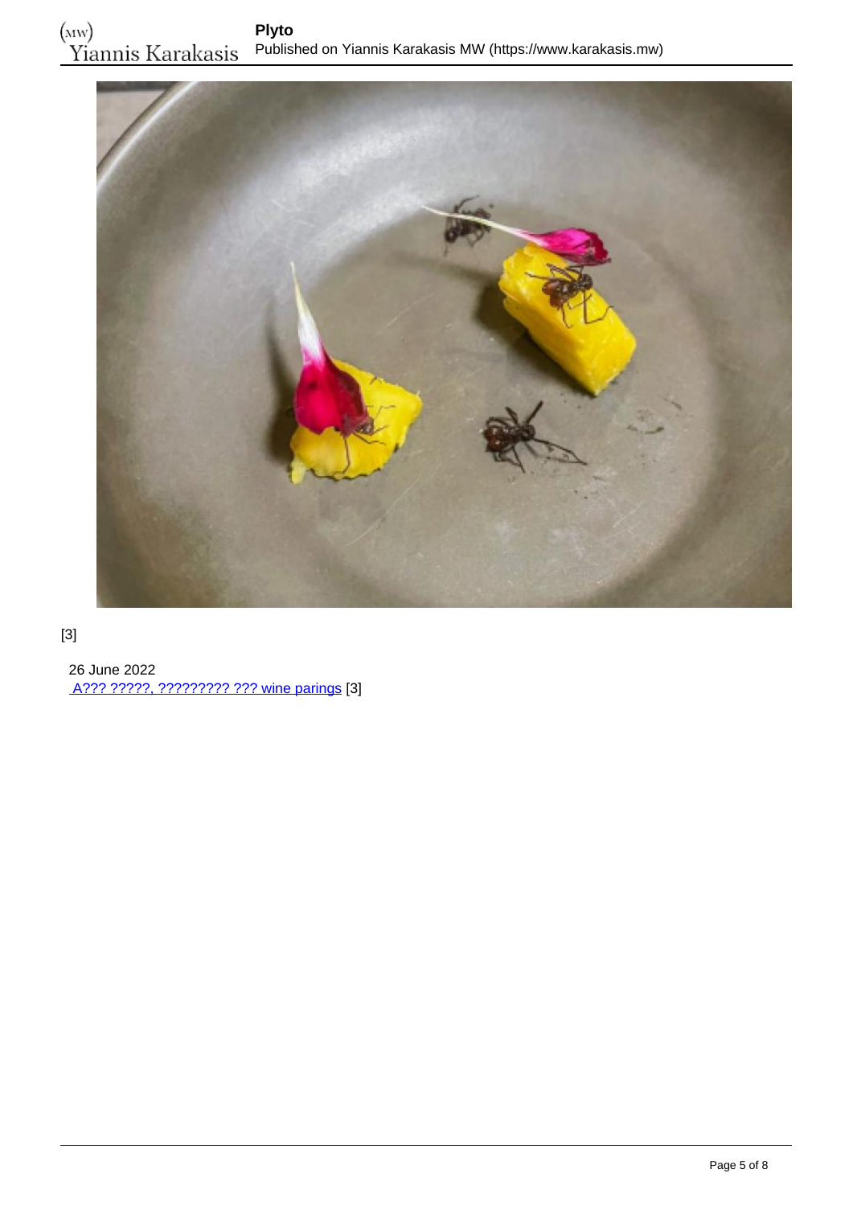[3]

26 June 2022
A??? ?????, ????????? ??? wine parings [3]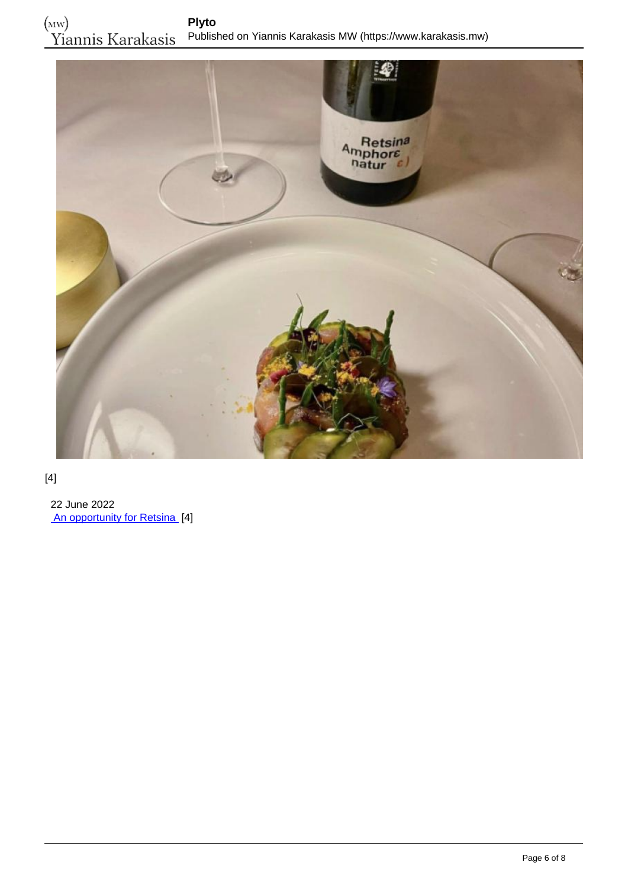[4]

22 June 2022
An opportunity for Retsina [4]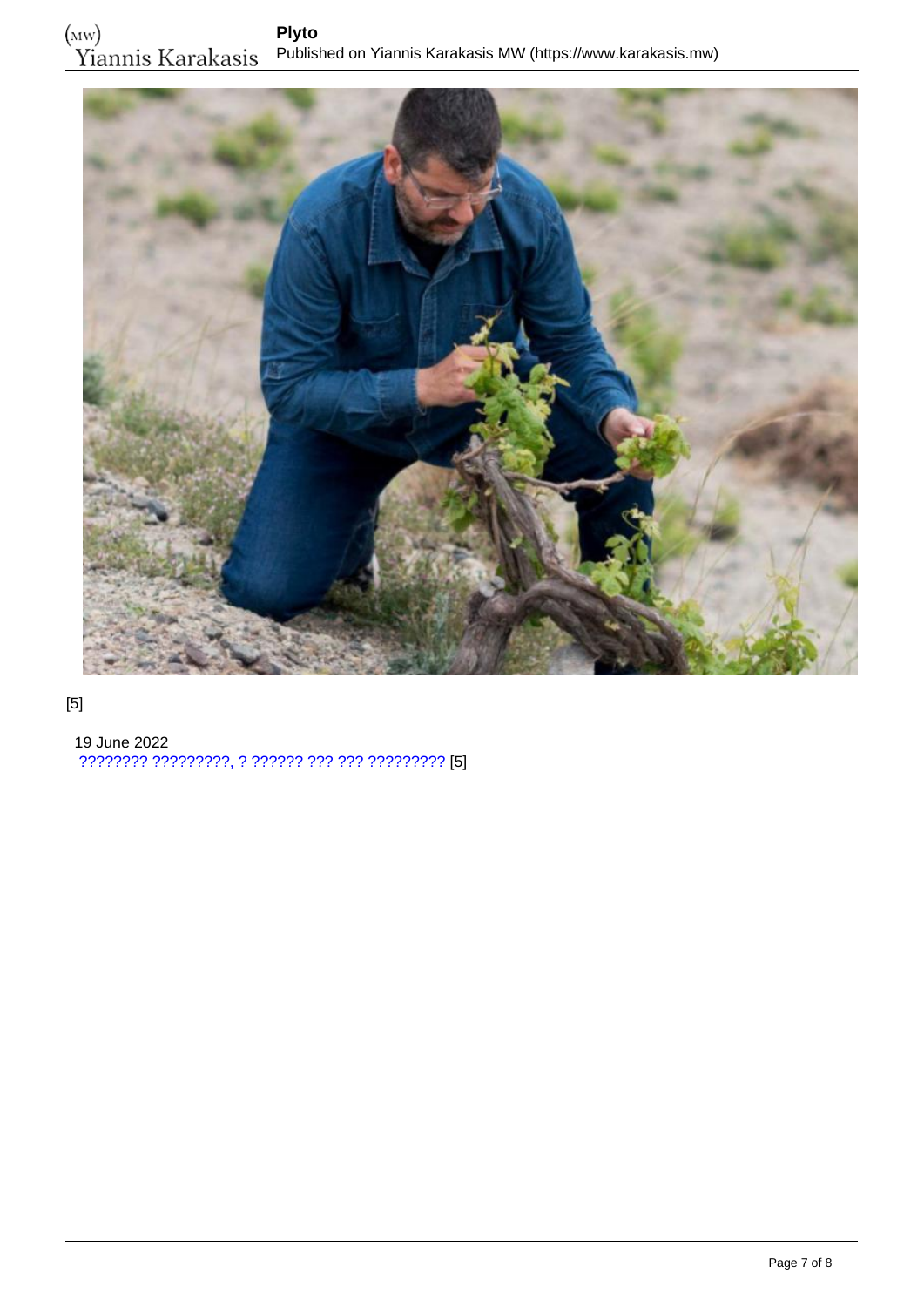[5]

19 June 2022

???????? ?????????, ? ?????? ??? ??? ????????? [5]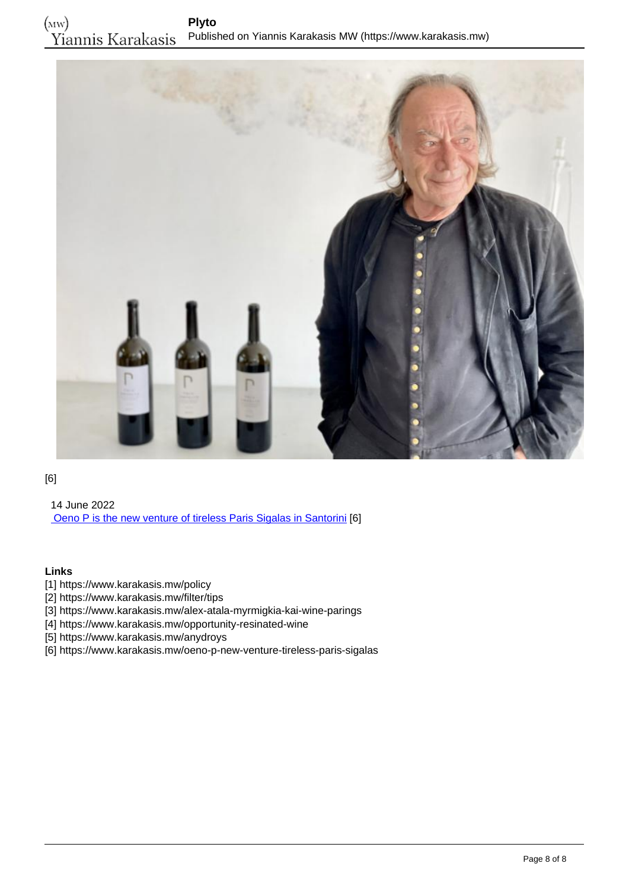[6]

14 June 2022
[Oeno P is the new venture of tireless Paris Sigalas in Santorini](https://www.karakasis.mw/oeno-p-new-venture-tireless-paris-sigalas) [6]

**Links**
[1] https://www.karakasis.mw/policy
[2] https://www.karakasis.mw/filter/tips
[3] https://www.karakasis.mw/alex-atala-myrmigkia-kai-wine-parings
[4] https://www.karakasis.mw/opportunity-resinated-wine
[5] https://www.karakasis.mw/anydroys
[6] https://www.karakasis.mw/oeno-p-new-venture-tireless-paris-sigalas